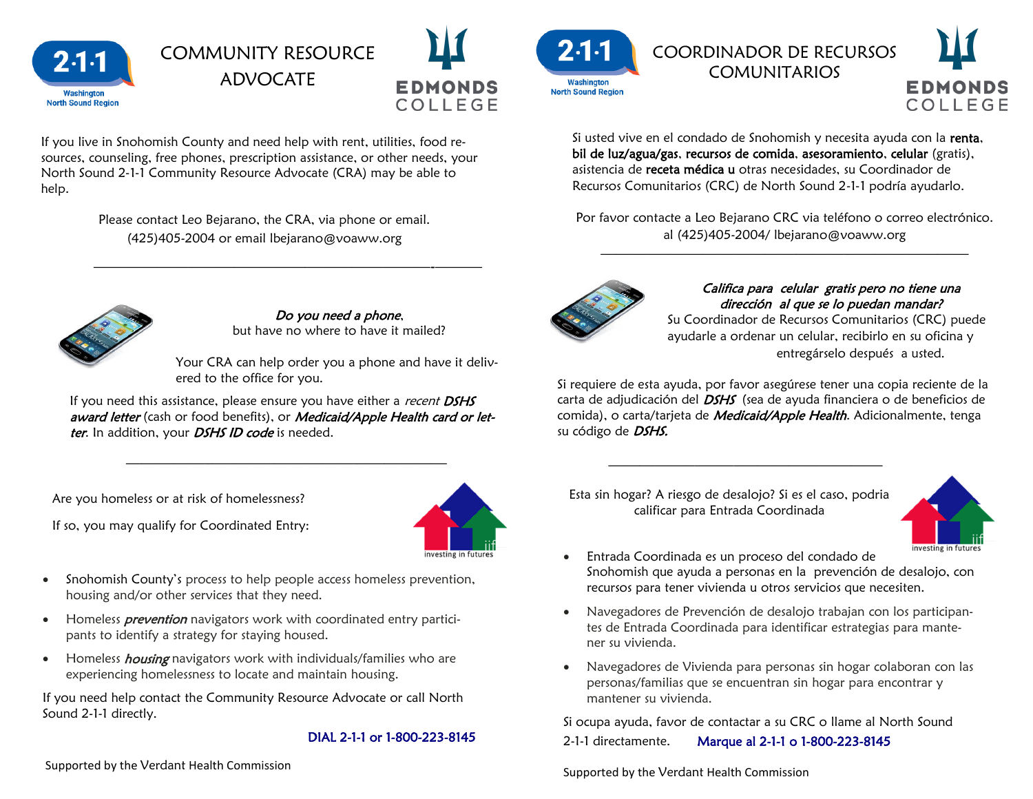# COMMUNITY RESOURCE ADVOCATE

2·1·1 Washington North Sound Region

EDMONDS COLLEGE

If you live in Snohomish County and need help with rent, utilities, food resources, counseling, free phones, prescription assistance, or other needs, your North Sound 2-1-1 Community Resource Advocate (CRA) may be able to help.

Please contact Leo Bejarano, the CRA, via phone or email.
(425)405-2004 or email lbejarano@voaww.org

---

*Do you need a phone*,
but have no where to have it mailed?

Your CRA can help order you a phone and have it delivered to the office for you.

If you need this assistance, please ensure you have either a *recent DSHS award letter* (cash or food benefits), or *Medicaid/Apple Health card or letter*. In addition, your *DSHS ID code* is needed.

---

Are you homeless or at risk of homelessness?

If so, you may qualify for Coordinated Entry:

iif investing in futures

- Snohomish County's process to help people access homeless prevention, housing and/or other services that they need.
- Homeless ***prevention*** navigators work with coordinated entry participants to identify a strategy for staying housed.
- Homeless ***housing*** navigators work with individuals/families who are experiencing homelessness to locate and maintain housing.

If you need help contact the Community Resource Advocate or call North Sound 2-1-1 directly.

DIAL 2-1-1 or 1-800-223-8145

Supported by the Verdant Health Commission

# COORDINADOR DE RECURSOS COMUNITARIOS

2·1·1 Washington North Sound Region

EDMONDS COLLEGE

Si usted vive en el condado de Snohomish y necesita ayuda con la **renta**, **bil de luz/agua/gas**, **recursos de comida**, **asesoramiento**, **celular** (gratis), asistencia de **receta médica u** otras necesidades, su Coordinador de Recursos Comunitarios (CRC) de North Sound 2-1-1 podría ayudarlo.

Por favor contacte a Leo Bejarano CRC via teléfono o correo electrónico.
al (425)405-2004/ lbejarano@voaww.org

---

*Califica para celular gratis pero no tiene una dirección al que se lo puedan mandar?*
Su Coordinador de Recursos Comunitarios (CRC) puede ayudarle a ordenar un celular, recibirlo en su oficina y entregárselo después a usted.

Si requiere de esta ayuda, por favor asegúrese tener una copia reciente de la carta de adjudicación del *DSHS* (sea de ayuda financiera o de beneficios de comida), o carta/tarjeta de *Medicaid/Apple Health*. Adicionalmente, tenga su código de *DSHS.*

---

Esta sin hogar? A riesgo de desalojo? Si es el caso, podria calificar para Entrada Coordinada

iif investing in futures

- Entrada Coordinada es un proceso del condado de Snohomish que ayuda a personas en la prevención de desalojo, con recursos para tener vivienda u otros servicios que necesiten.
- Navegadores de Prevención de desalojo trabajan con los participantes de Entrada Coordinada para identificar estrategias para mantener su vivienda.
- Navegadores de Vivienda para personas sin hogar colaboran con las personas/familias que se encuentran sin hogar para encontrar y mantener su vivienda.

Si ocupa ayuda, favor de contactar a su CRC o llame al North Sound 2-1-1 directamente. Marque al 2-1-1 o 1-800-223-8145

Supported by the Verdant Health Commission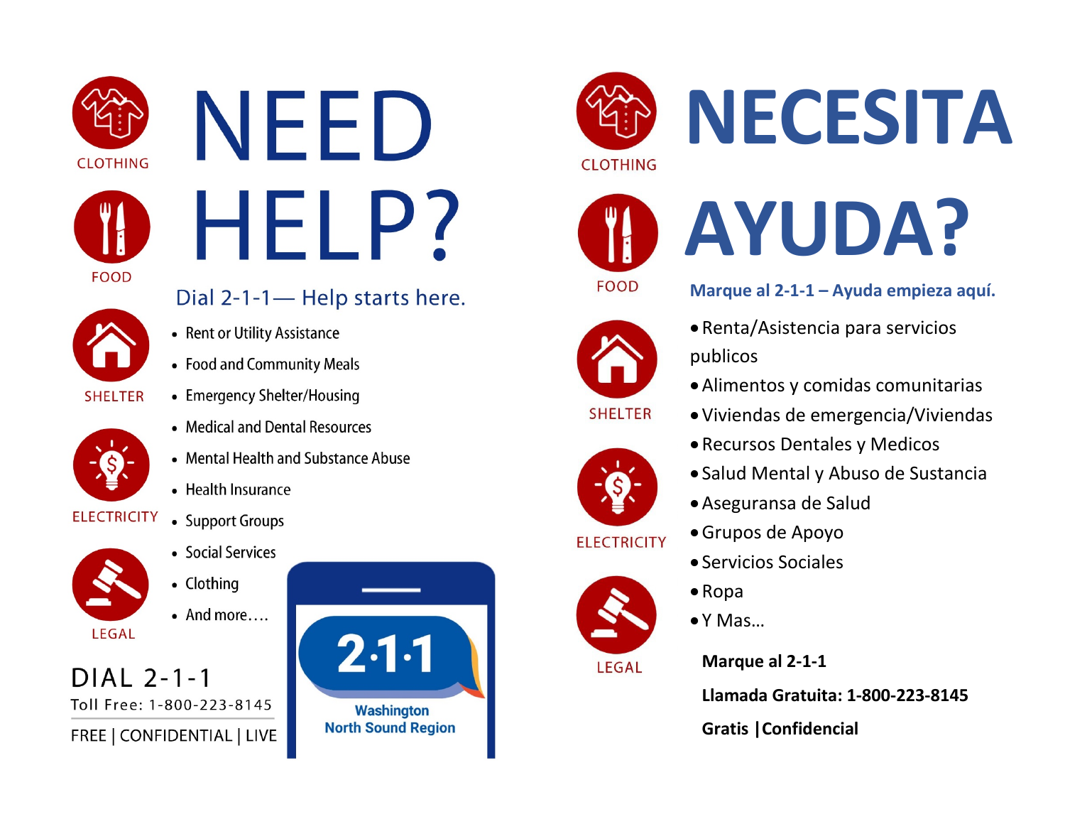CLOTHING

FOOD

SHELTER

ELECTRICITY

LEGAL

# NEED HELP?

Dial 2-1-1— Help starts here.

- Rent or Utility Assistance
- Food and Community Meals
- Emergency Shelter/Housing
- Medical and Dental Resources
- Mental Health and Substance Abuse
- Health Insurance
- Support Groups
- Social Services
- Clothing
- And more….

DIAL 2-1-1

Toll Free: 1-800-223-8145

FREE | CONFIDENTIAL | LIVE

2·1·1

Washington
North Sound Region

CLOTHING

FOOD

SHELTER

ELECTRICITY

LEGAL

# NECESITA AYUDA?

**Marque al 2-1-1 – Ayuda empieza aquí.**

- Renta/Asistencia para servicios publicos
- Alimentos y comidas comunitarias
- Viviendas de emergencia/Viviendas
- Recursos Dentales y Medicos
- Salud Mental y Abuso de Sustancia
- Aseguransa de Salud
- Grupos de Apoyo
- Servicios Sociales
- Ropa
- Y Mas…

**Marque al 2-1-1**

**Llamada Gratuita: 1-800-223-8145**

**Gratis |Confidencial**